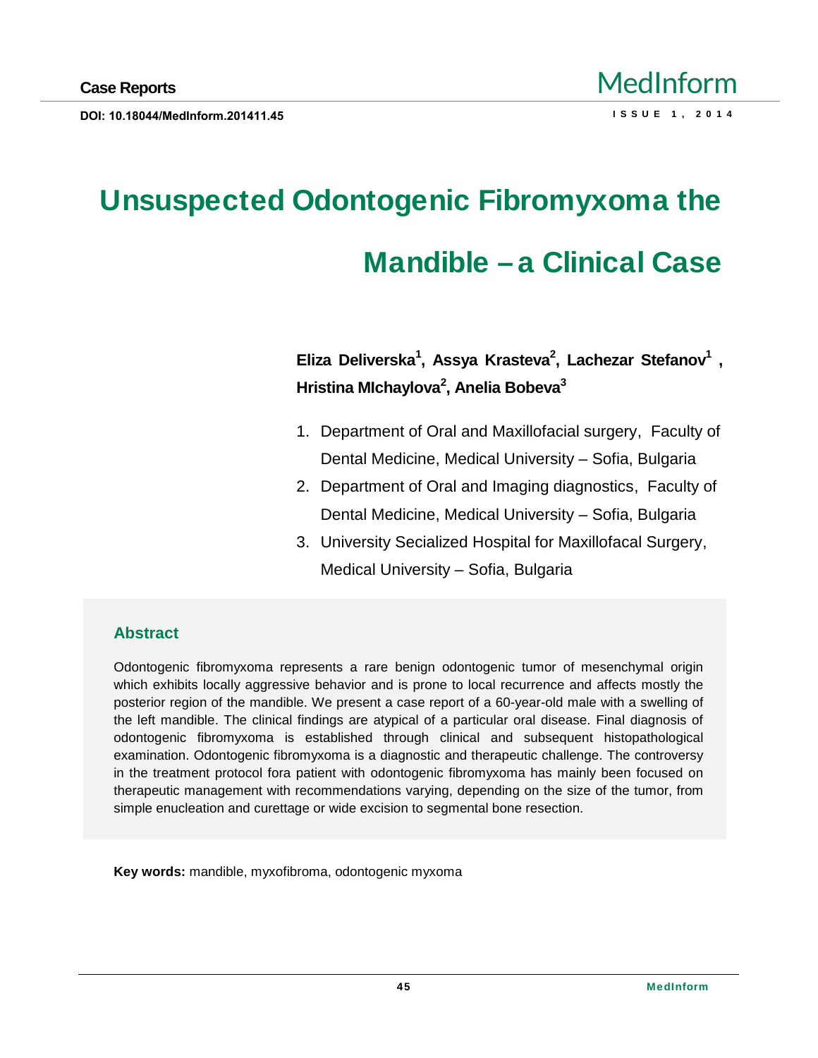Case Reports

DOI: 10.18044/MedInform.201411.45

# Unsuspected Odontogenic Fibromyxoma the Mandible – a Clinical Case

**Eliza Deliverska[1], Assya Krasteva[2], Lachezar Stefanov[1], Hristina MIchaylova[2], Anelia Bobeva[3]**

1. Department of Oral and Maxillofacial surgery, Faculty of Dental Medicine, Medical University – Sofia, Bulgaria
2. Department of Oral and Imaging diagnostics, Faculty of Dental Medicine, Medical University – Sofia, Bulgaria
3. University Secialized Hospital for Maxillofacal Surgery, Medical University – Sofia, Bulgaria

## Abstract

Odontogenic fibromyxoma represents a rare benign odontogenic tumor of mesenchymal origin which exhibits locally aggressive behavior and is prone to local recurrence and affects mostly the posterior region of the mandible. We present a case report of a 60-year-old male with a swelling of the left mandible. The clinical findings are atypical of a particular oral disease. Final diagnosis of odontogenic fibromyxoma is established through clinical and subsequent histopathological examination. Odontogenic fibromyxoma is a diagnostic and therapeutic challenge. The controversy in the treatment protocol fora patient with odontogenic fibromyxoma has mainly been focused on therapeutic management with recommendations varying, depending on the size of the tumor, from simple enucleation and curettage or wide excision to segmental bone resection.

**Key words:** mandible, myxofibroma, odontogenic myxoma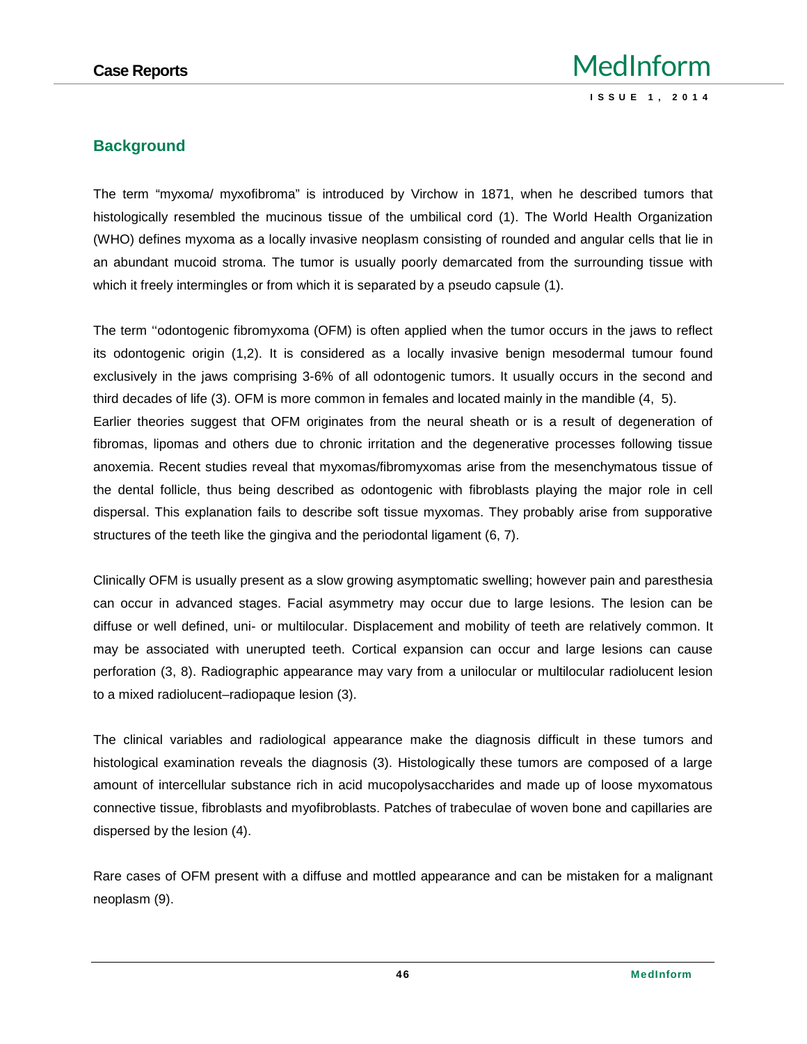## Background

The term “myxoma/ myxofibroma” is introduced by Virchow in 1871, when he described tumors that histologically resembled the mucinous tissue of the umbilical cord (1). The World Health Organization (WHO) defines myxoma as a locally invasive neoplasm consisting of rounded and angular cells that lie in an abundant mucoid stroma. The tumor is usually poorly demarcated from the surrounding tissue with which it freely intermingles or from which it is separated by a pseudo capsule (1).

The term ‘‘odontogenic fibromyxoma (OFM) is often applied when the tumor occurs in the jaws to reflect its odontogenic origin (1,2). It is considered as a locally invasive benign mesodermal tumour found exclusively in the jaws comprising 3-6% of all odontogenic tumors. It usually occurs in the second and third decades of life (3). OFM is more common in females and located mainly in the mandible (4, 5).
Earlier theories suggest that OFM originates from the neural sheath or is a result of degeneration of fibromas, lipomas and others due to chronic irritation and the degenerative processes following tissue anoxemia. Recent studies reveal that myxomas/fibromyxomas arise from the mesenchymatous tissue of the dental follicle, thus being described as odontogenic with fibroblasts playing the major role in cell dispersal. This explanation fails to describe soft tissue myxomas. They probably arise from supportive structures of the teeth like the gingiva and the periodontal ligament (6, 7).

Clinically OFM is usually present as a slow growing asymptomatic swelling; however pain and paresthesia can occur in advanced stages. Facial asymmetry may occur due to large lesions. The lesion can be diffuse or well defined, uni- or multilocular. Displacement and mobility of teeth are relatively common. It may be associated with unerupted teeth. Cortical expansion can occur and large lesions can cause perforation (3, 8). Radiographic appearance may vary from a unilocular or multilocular radiolucent lesion to a mixed radiolucent–radiopaque lesion (3).

The clinical variables and radiological appearance make the diagnosis difficult in these tumors and histological examination reveals the diagnosis (3). Histologically these tumors are composed of a large amount of intercellular substance rich in acid mucopolysaccharides and made up of loose myxomatous connective tissue, fibroblasts and myofibroblasts. Patches of trabeculae of woven bone and capillaries are dispersed by the lesion (4).

Rare cases of OFM present with a diffuse and mottled appearance and can be mistaken for a malignant neoplasm (9).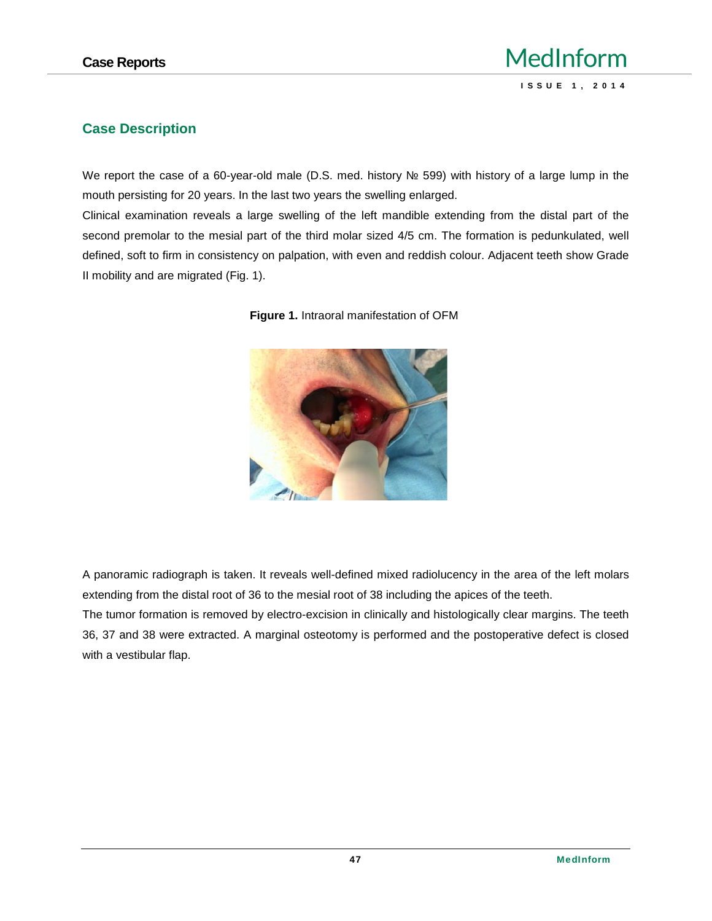## Case Description

We report the case of a 60-year-old male (D.S. med. history № 599) with history of a large lump in the mouth persisting for 20 years. In the last two years the swelling enlarged.

Clinical examination reveals a large swelling of the left mandible extending from the distal part of the second premolar to the mesial part of the third molar sized 4/5 cm. The formation is pedunkulated, well defined, soft to firm in consistency on palpation, with even and reddish colour. Adjacent teeth show Grade II mobility and are migrated (Fig. 1).

**Figure 1.** Intraoral manifestation of OFM

A panoramic radiograph is taken. It reveals well-defined mixed radiolucency in the area of the left molars extending from the distal root of 36 to the mesial root of 38 including the apices of the teeth.

The tumor formation is removed by electro-excision in clinically and histologically clear margins. The teeth 36, 37 and 38 were extracted. A marginal osteotomy is performed and the postoperative defect is closed with a vestibular flap.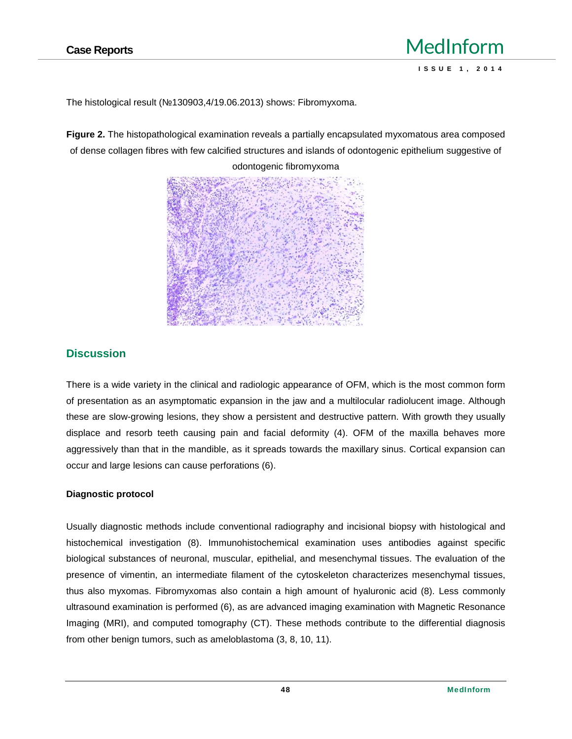The histological result (№130903,4/19.06.2013) shows: Fibromyxoma.

**Figure 2.** The histopathological examination reveals a partially encapsulated myxomatous area composed of dense collagen fibres with few calcified structures and islands of odontogenic epithelium suggestive of odontogenic fibromyxoma

## Discussion

There is a wide variety in the clinical and radiologic appearance of OFM, which is the most common form of presentation as an asymptomatic expansion in the jaw and a multilocular radiolucent image. Although these are slow-growing lesions, they show a persistent and destructive pattern. With growth they usually displace and resorb teeth causing pain and facial deformity (4). OFM of the maxilla behaves more aggressively than that in the mandible, as it spreads towards the maxillary sinus. Cortical expansion can occur and large lesions can cause perforations (6).

**Diagnostic protocol**

Usually diagnostic methods include conventional radiography and incisional biopsy with histological and histochemical investigation (8). Immunohistochemical examination uses antibodies against specific biological substances of neuronal, muscular, epithelial, and mesenchymal tissues. The evaluation of the presence of vimentin, an intermediate filament of the cytoskeleton characterizes mesenchymal tissues, thus also myxomas. Fibromyxomas also contain a high amount of hyaluronic acid (8). Less commonly ultrasound examination is performed (6), as are advanced imaging examination with Magnetic Resonance Imaging (MRI), and computed tomography (CT). These methods contribute to the differential diagnosis from other benign tumors, such as ameloblastoma (3, 8, 10, 11).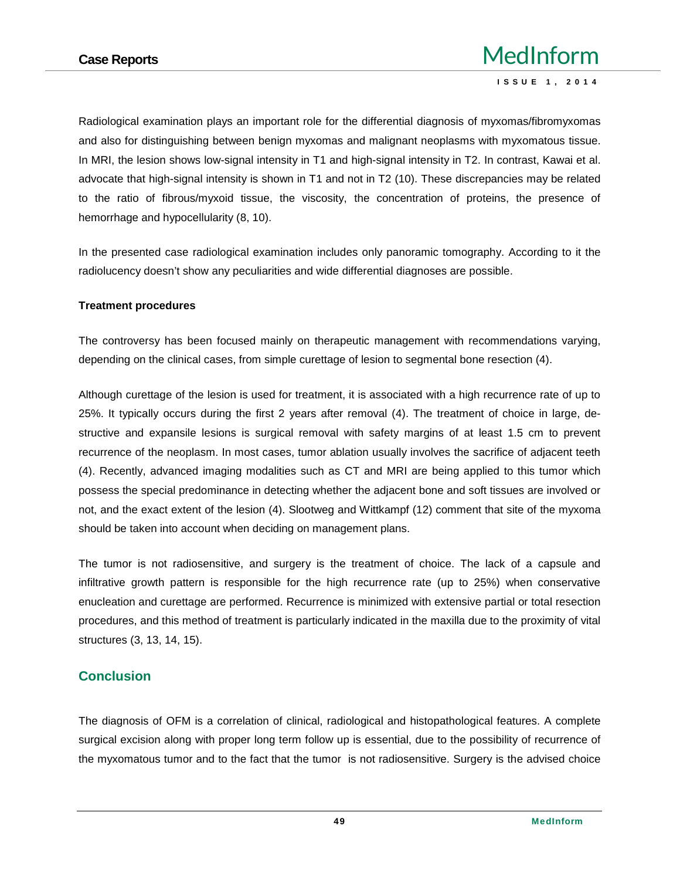Radiological examination plays an important role for the differential diagnosis of myxomas/fibromyxomas and also for distinguishing between benign myxomas and malignant neoplasms with myxomatous tissue. In MRI, the lesion shows low-signal intensity in T1 and high-signal intensity in T2. In contrast, Kawai et al. advocate that high-signal intensity is shown in T1 and not in T2 (10). These discrepancies may be related to the ratio of fibrous/myxoid tissue, the viscosity, the concentration of proteins, the presence of hemorrhage and hypocellularity (8, 10).

In the presented case radiological examination includes only panoramic tomography. According to it the radiolucency doesn't show any peculiarities and wide differential diagnoses are possible.

**Treatment procedures**

The controversy has been focused mainly on therapeutic management with recommendations varying, depending on the clinical cases, from simple curettage of lesion to segmental bone resection (4).

Although curettage of the lesion is used for treatment, it is associated with a high recurrence rate of up to 25%. It typically occurs during the first 2 years after removal (4). The treatment of choice in large, destructive and expansile lesions is surgical removal with safety margins of at least 1.5 cm to prevent recurrence of the neoplasm. In most cases, tumor ablation usually involves the sacrifice of adjacent teeth (4). Recently, advanced imaging modalities such as CT and MRI are being applied to this tumor which possess the special predominance in detecting whether the adjacent bone and soft tissues are involved or not, and the exact extent of the lesion (4). Slootweg and Wittkampf (12) comment that site of the myxoma should be taken into account when deciding on management plans.

The tumor is not radiosensitive, and surgery is the treatment of choice. The lack of a capsule and infiltrative growth pattern is responsible for the high recurrence rate (up to 25%) when conservative enucleation and curettage are performed. Recurrence is minimized with extensive partial or total resection procedures, and this method of treatment is particularly indicated in the maxilla due to the proximity of vital structures (3, 13, 14, 15).

## Conclusion

The diagnosis of OFM is a correlation of clinical, radiological and histopathological features. A complete surgical excision along with proper long term follow up is essential, due to the possibility of recurrence of the myxomatous tumor and to the fact that the tumor is not radiosensitive. Surgery is the advised choice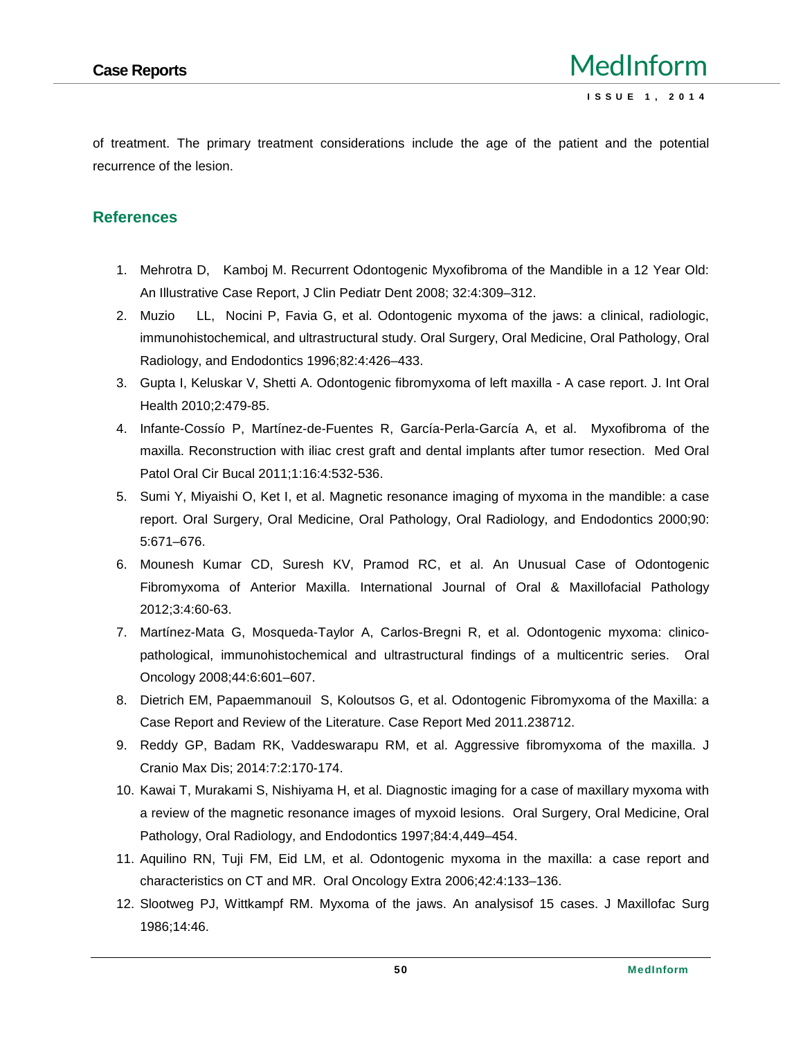of treatment. The primary treatment considerations include the age of the patient and the potential recurrence of the lesion.

## References

1. Mehrotra D, Kamboj M. Recurrent Odontogenic Myxofibroma of the Mandible in a 12 Year Old: An Illustrative Case Report, J Clin Pediatr Dent 2008; 32:4:309–312.
2. Muzio LL, Nocini P, Favia G, et al. Odontogenic myxoma of the jaws: a clinical, radiologic, immunohistochemical, and ultrastructural study. Oral Surgery, Oral Medicine, Oral Pathology, Oral Radiology, and Endodontics 1996;82:4:426–433.
3. Gupta I, Keluskar V, Shetti A. Odontogenic fibromyxoma of left maxilla - A case report. J. Int Oral Health 2010;2:479-85.
4. Infante-Cossío P, Martínez-de-Fuentes R, García-Perla-García A, et al. Myxofibroma of the maxilla. Reconstruction with iliac crest graft and dental implants after tumor resection. Med Oral Patol Oral Cir Bucal 2011;1:16:4:532-536.
5. Sumi Y, Miyaishi O, Ket I, et al. Magnetic resonance imaging of myxoma in the mandible: a case report. Oral Surgery, Oral Medicine, Oral Pathology, Oral Radiology, and Endodontics 2000;90: 5:671–676.
6. Mounesh Kumar CD, Suresh KV, Pramod RC, et al. An Unusual Case of Odontogenic Fibromyxoma of Anterior Maxilla. International Journal of Oral & Maxillofacial Pathology 2012;3:4:60-63.
7. Martínez-Mata G, Mosqueda-Taylor A, Carlos-Bregni R, et al. Odontogenic myxoma: clinico-pathological, immunohistochemical and ultrastructural findings of a multicentric series. Oral Oncology 2008;44:6:601–607.
8. Dietrich EM, Papaemmanouil S, Koloutsos G, et al. Odontogenic Fibromyxoma of the Maxilla: a Case Report and Review of the Literature. Case Report Med 2011.238712.
9. Reddy GP, Badam RK, Vaddeswarapu RM, et al. Aggressive fibromyxoma of the maxilla. J Cranio Max Dis; 2014:7:2:170-174.
10. Kawai T, Murakami S, Nishiyama H, et al. Diagnostic imaging for a case of maxillary myxoma with a review of the magnetic resonance images of myxoid lesions. Oral Surgery, Oral Medicine, Oral Pathology, Oral Radiology, and Endodontics 1997;84:4,449–454.
11. Aquilino RN, Tuji FM, Eid LM, et al. Odontogenic myxoma in the maxilla: a case report and characteristics on CT and MR. Oral Oncology Extra 2006;42:4:133–136.
12. Slootweg PJ, Wittkampf RM. Myxoma of the jaws. An analysisof 15 cases. J Maxillofac Surg 1986;14:46.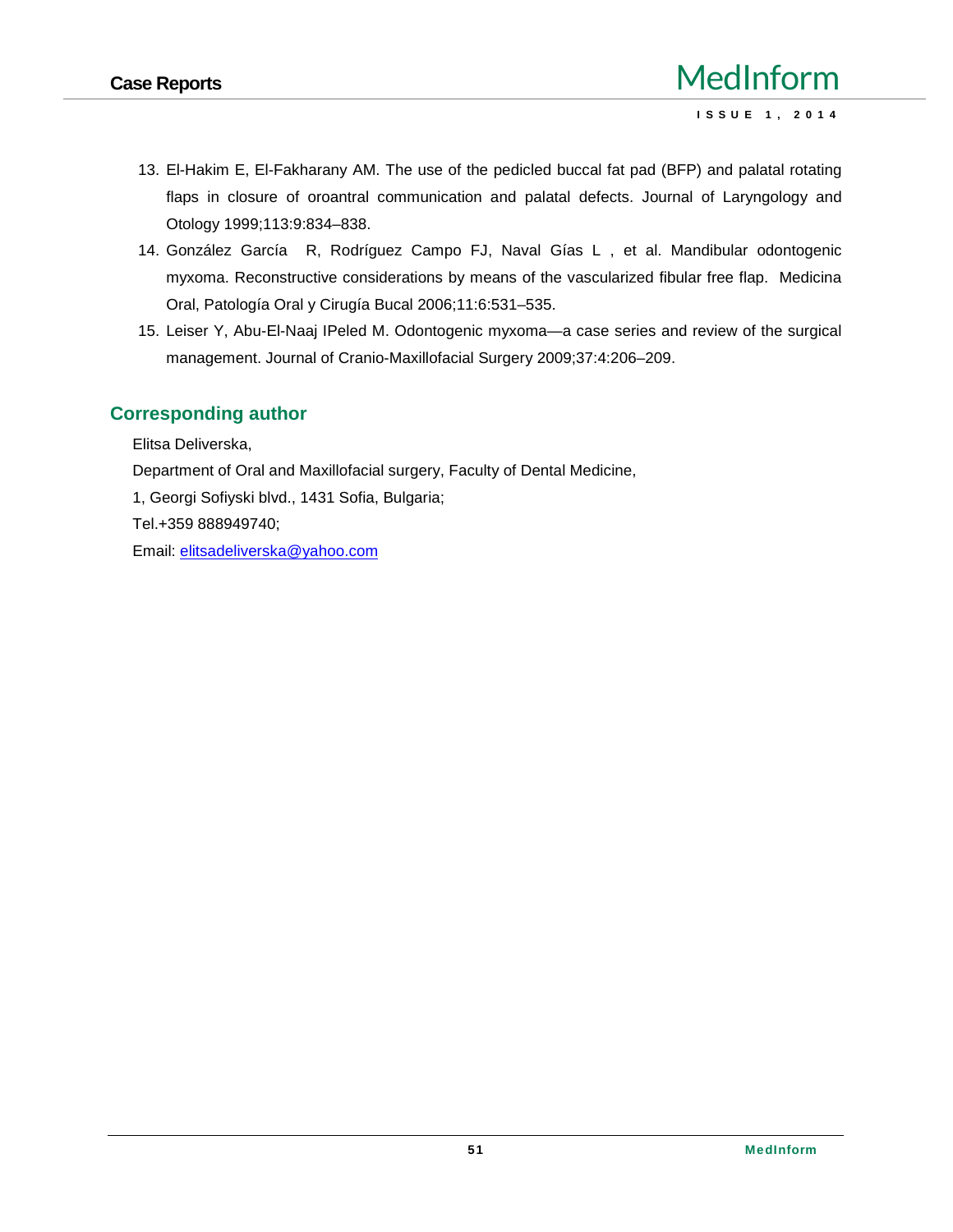13. El-Hakim E, El-Fakharany AM. The use of the pedicled buccal fat pad (BFP) and palatal rotating flaps in closure of oroantral communication and palatal defects. Journal of Laryngology and Otology 1999;113:9:834–838.
14. González García R, Rodríguez Campo FJ, Naval Gías L , et al. Mandibular odontogenic myxoma. Reconstructive considerations by means of the vascularized fibular free flap. Medicina Oral, Patología Oral y Cirugía Bucal 2006;11:6:531–535.
15. Leiser Y, Abu-El-Naaj IPeled M. Odontogenic myxoma—a case series and review of the surgical management. Journal of Cranio-Maxillofacial Surgery 2009;37:4:206–209.

## Corresponding author

Elitsa Deliverska,

Department of Oral and Maxillofacial surgery, Faculty of Dental Medicine,

1, Georgi Sofiyski blvd., 1431 Sofia, Bulgaria;

Tel.+359 888949740;

Email: elitsadeliverska@yahoo.com